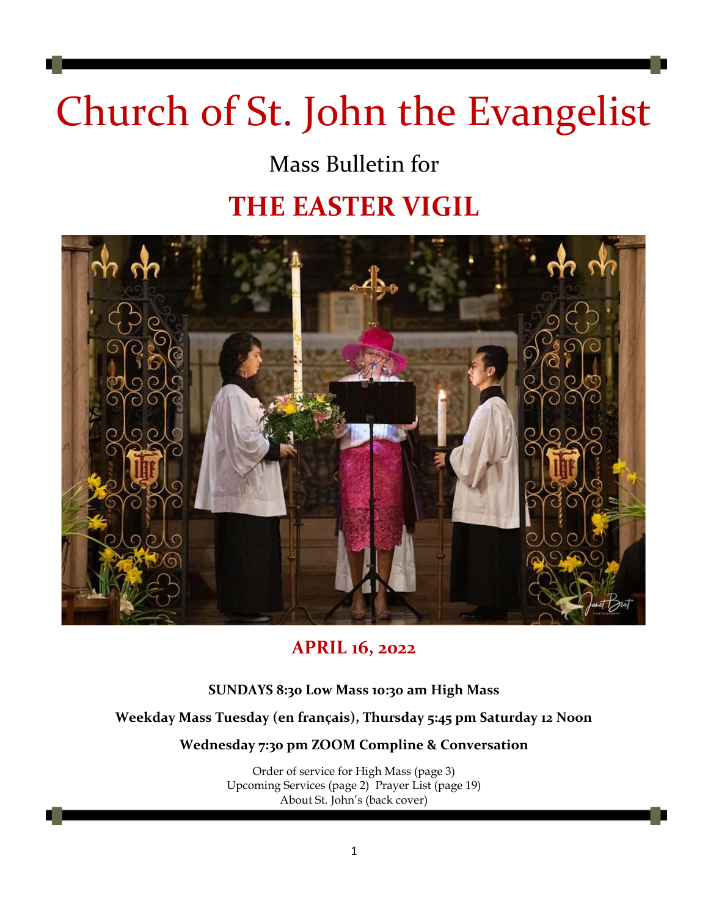# Church of St. John the Evangelist

Mass Bulletin for

## THE EASTER VIGIL

**APRIL 16, 2022**

**SUNDAYS 8:30 Low Mass 10:30 am High Mass**

**Weekday Mass Tuesday (en français), Thursday 5:45 pm Saturday 12 Noon**

**Wednesday 7:30 pm ZOOM Compline & Conversation**

Order of service for High Mass (page 3)
Upcoming Services (page 2) Prayer List (page 19)
About St. John's (back cover)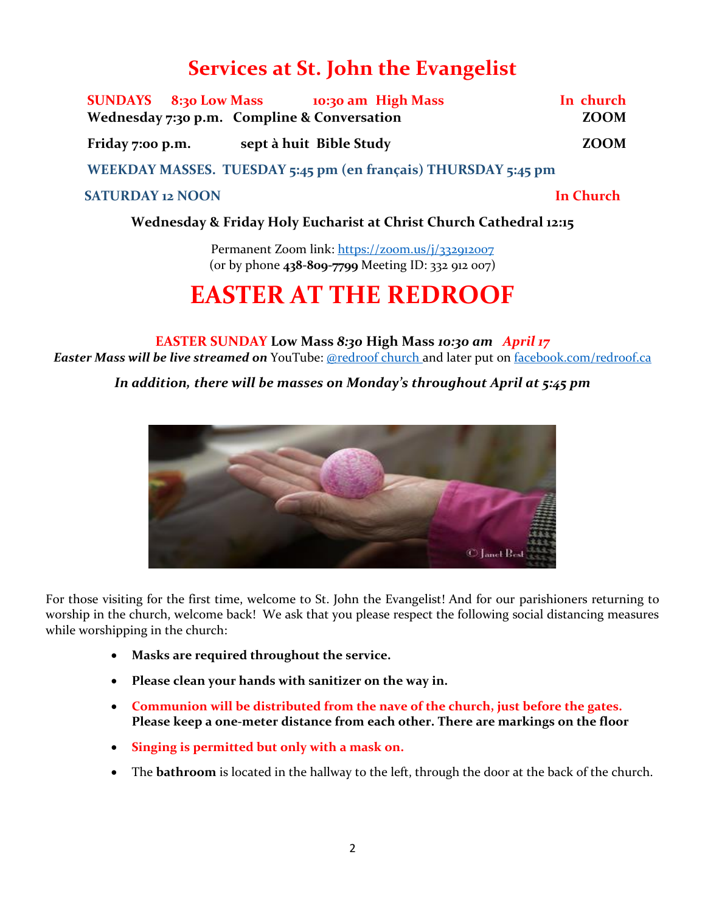# Services at St. John the Evangelist

**SUNDAYS 8:30 Low Mass 10:30 am High Mass** — **In church**

**Wednesday 7:30 p.m. Compline & Conversation** — **ZOOM**

**Friday 7:00 p.m. sept à huit Bible Study** — **ZOOM**

**WEEKDAY MASSES. TUESDAY 5:45 pm (en français) THURSDAY 5:45 pm**

**SATURDAY 12 NOON** — **In Church**

**Wednesday & Friday Holy Eucharist at Christ Church Cathedral 12:15**

Permanent Zoom link: https://zoom.us/j/332912007
(or by phone **438-809-7799** Meeting ID: 332 912 007)

# EASTER AT THE REDROOF

**EASTER SUNDAY Low Mass *8:30* High Mass *10:30 am* *April 17***

***Easter Mass will be live streamed on*** YouTube: @redroof church and later put on facebook.com/redroof.ca

***In addition, there will be masses on Monday's throughout April at 5:45 pm***

© Janet Best

For those visiting for the first time, welcome to St. John the Evangelist! And for our parishioners returning to worship in the church, welcome back! We ask that you please respect the following social distancing measures while worshipping in the church:

- **Masks are required throughout the service.**
- **Please clean your hands with sanitizer on the way in.**
- **Communion will be distributed from the nave of the church, just before the gates. Please keep a one-meter distance from each other. There are markings on the floor**
- **Singing is permitted but only with a mask on.**
- The **bathroom** is located in the hallway to the left, through the door at the back of the church.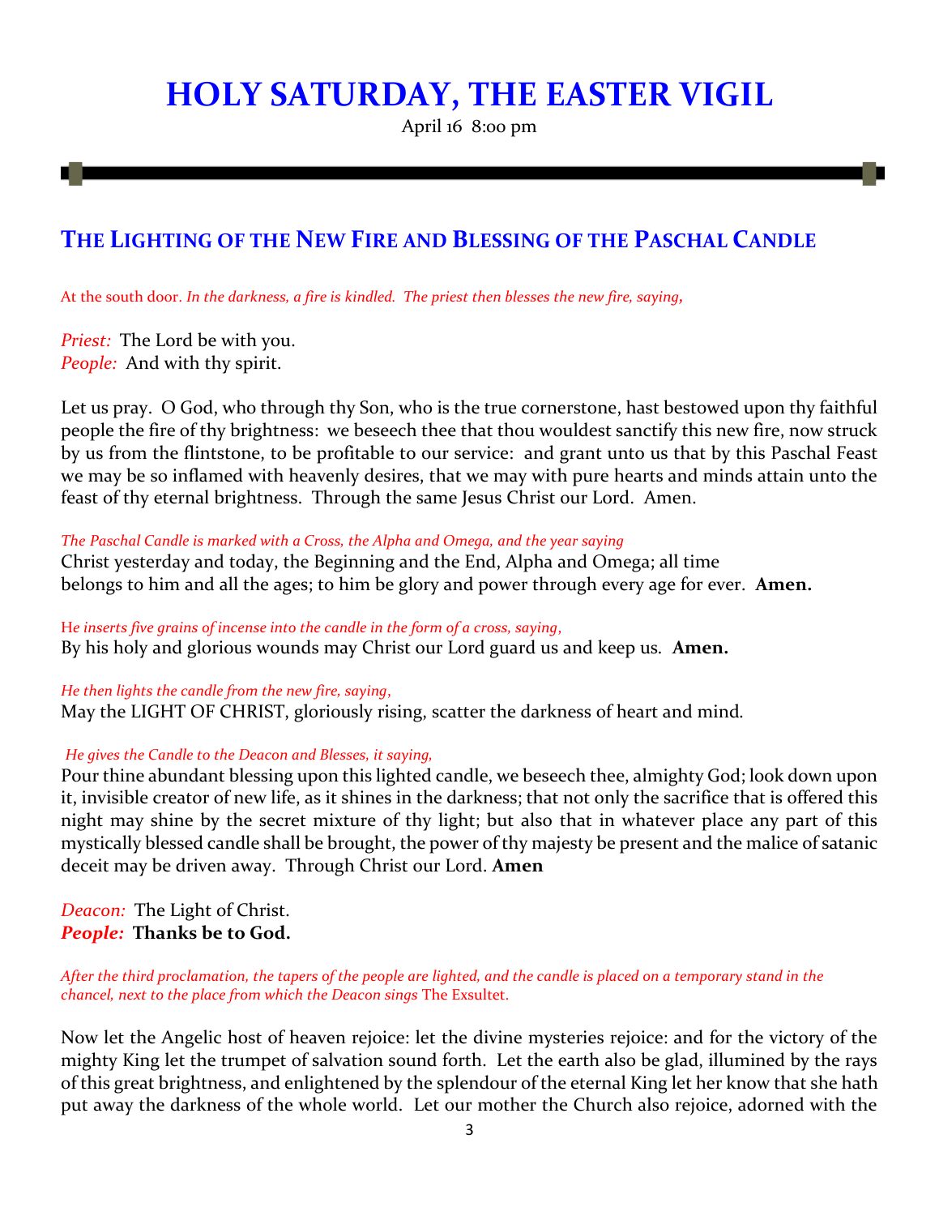# HOLY SATURDAY, THE EASTER VIGIL

April 16 8:00 pm

## THE LIGHTING OF THE NEW FIRE AND BLESSING OF THE PASCHAL CANDLE

At the south door. *In the darkness, a fire is kindled. The priest then blesses the new fire, saying,*

*Priest:* The Lord be with you.
*People:* And with thy spirit.

Let us pray. O God, who through thy Son, who is the true cornerstone, hast bestowed upon thy faithful people the fire of thy brightness: we beseech thee that thou wouldest sanctify this new fire, now struck by us from the flintstone, to be profitable to our service: and grant unto us that by this Paschal Feast we may be so inflamed with heavenly desires, that we may with pure hearts and minds attain unto the feast of thy eternal brightness. Through the same Jesus Christ our Lord. Amen.

*The Paschal Candle is marked with a Cross, the Alpha and Omega, and the year saying*
Christ yesterday and today, the Beginning and the End, Alpha and Omega; all time belongs to him and all the ages; to him be glory and power through every age for ever. **Amen.**

H*e inserts five grains of incense into the candle in the form of a cross, saying,*
By his holy and glorious wounds may Christ our Lord guard us and keep us. **Amen.**

*He then lights the candle from the new fire, saying,*
May the LIGHT OF CHRIST, gloriously rising, scatter the darkness of heart and mind.

*He gives the Candle to the Deacon and Blesses, it saying,*
Pour thine abundant blessing upon this lighted candle, we beseech thee, almighty God; look down upon it, invisible creator of new life, as it shines in the darkness; that not only the sacrifice that is offered this night may shine by the secret mixture of thy light; but also that in whatever place any part of this mystically blessed candle shall be brought, the power of thy majesty be present and the malice of satanic deceit may be driven away. Through Christ our Lord. **Amen**

*Deacon:* The Light of Christ.
***People:*** **Thanks be to God.**

*After the third proclamation, the tapers of the people are lighted, and the candle is placed on a temporary stand in the chancel, next to the place from which the Deacon sings* The Exsultet.

Now let the Angelic host of heaven rejoice: let the divine mysteries rejoice: and for the victory of the mighty King let the trumpet of salvation sound forth. Let the earth also be glad, illumined by the rays of this great brightness, and enlightened by the splendour of the eternal King let her know that she hath put away the darkness of the whole world. Let our mother the Church also rejoice, adorned with the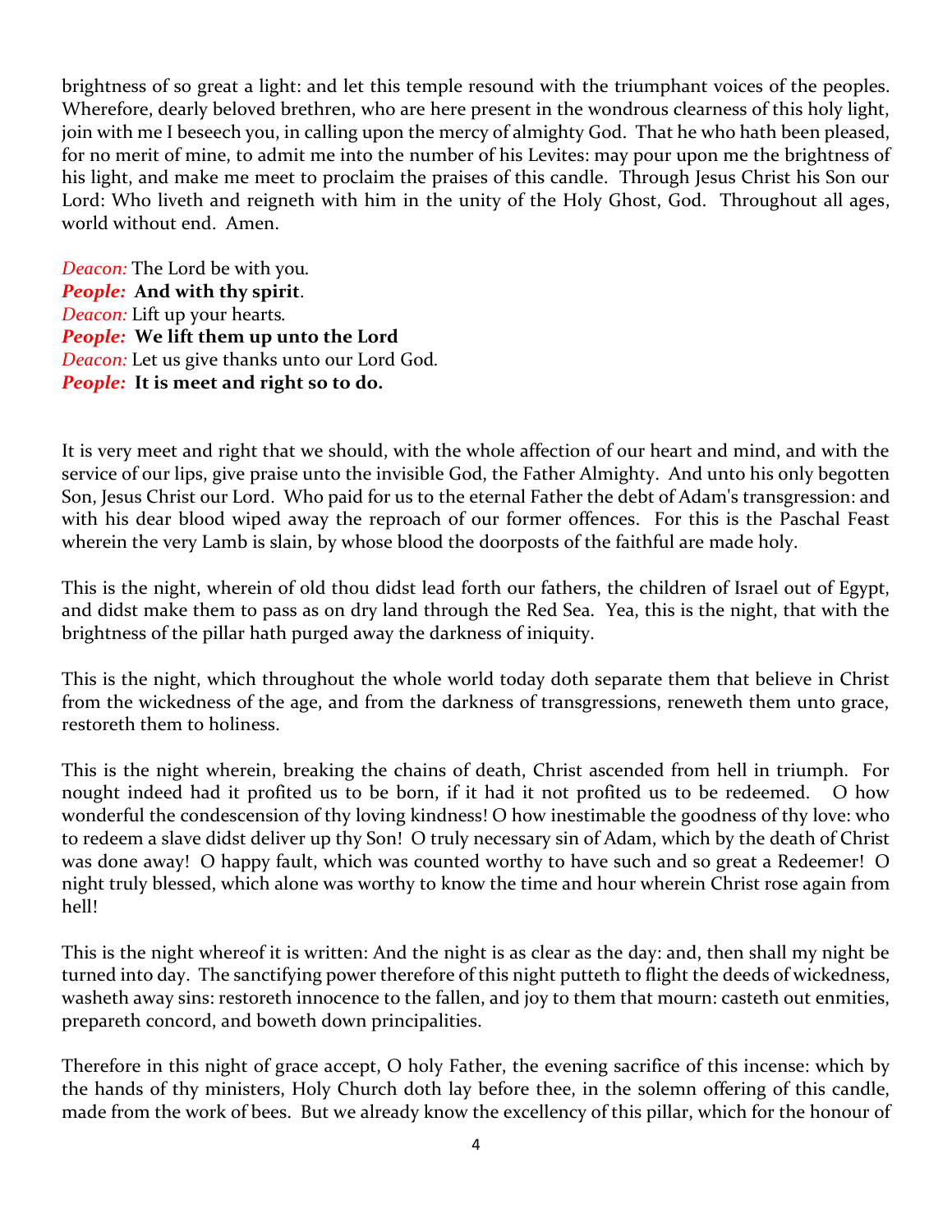brightness of so great a light: and let this temple resound with the triumphant voices of the peoples. Wherefore, dearly beloved brethren, who are here present in the wondrous clearness of this holy light, join with me I beseech you, in calling upon the mercy of almighty God. That he who hath been pleased, for no merit of mine, to admit me into the number of his Levites: may pour upon me the brightness of his light, and make me meet to proclaim the praises of this candle. Through Jesus Christ his Son our Lord: Who liveth and reigneth with him in the unity of the Holy Ghost, God. Throughout all ages, world without end. Amen.

*Deacon:* The Lord be with you.
***People:*** **And with thy spirit**.
*Deacon:* Lift up your hearts.
***People:*** **We lift them up unto the Lord**
*Deacon:* Let us give thanks unto our Lord God.
***People:*** **It is meet and right so to do.**

It is very meet and right that we should, with the whole affection of our heart and mind, and with the service of our lips, give praise unto the invisible God, the Father Almighty. And unto his only begotten Son, Jesus Christ our Lord. Who paid for us to the eternal Father the debt of Adam's transgression: and with his dear blood wiped away the reproach of our former offences. For this is the Paschal Feast wherein the very Lamb is slain, by whose blood the doorposts of the faithful are made holy.

This is the night, wherein of old thou didst lead forth our fathers, the children of Israel out of Egypt, and didst make them to pass as on dry land through the Red Sea. Yea, this is the night, that with the brightness of the pillar hath purged away the darkness of iniquity.

This is the night, which throughout the whole world today doth separate them that believe in Christ from the wickedness of the age, and from the darkness of transgressions, reneweth them unto grace, restoreth them to holiness.

This is the night wherein, breaking the chains of death, Christ ascended from hell in triumph. For nought indeed had it profited us to be born, if it had it not profited us to be redeemed. O how wonderful the condescension of thy loving kindness! O how inestimable the goodness of thy love: who to redeem a slave didst deliver up thy Son! O truly necessary sin of Adam, which by the death of Christ was done away! O happy fault, which was counted worthy to have such and so great a Redeemer! O night truly blessed, which alone was worthy to know the time and hour wherein Christ rose again from hell!

This is the night whereof it is written: And the night is as clear as the day: and, then shall my night be turned into day. The sanctifying power therefore of this night putteth to flight the deeds of wickedness, washeth away sins: restoreth innocence to the fallen, and joy to them that mourn: casteth out enmities, prepareth concord, and boweth down principalities.

Therefore in this night of grace accept, O holy Father, the evening sacrifice of this incense: which by the hands of thy ministers, Holy Church doth lay before thee, in the solemn offering of this candle, made from the work of bees. But we already know the excellency of this pillar, which for the honour of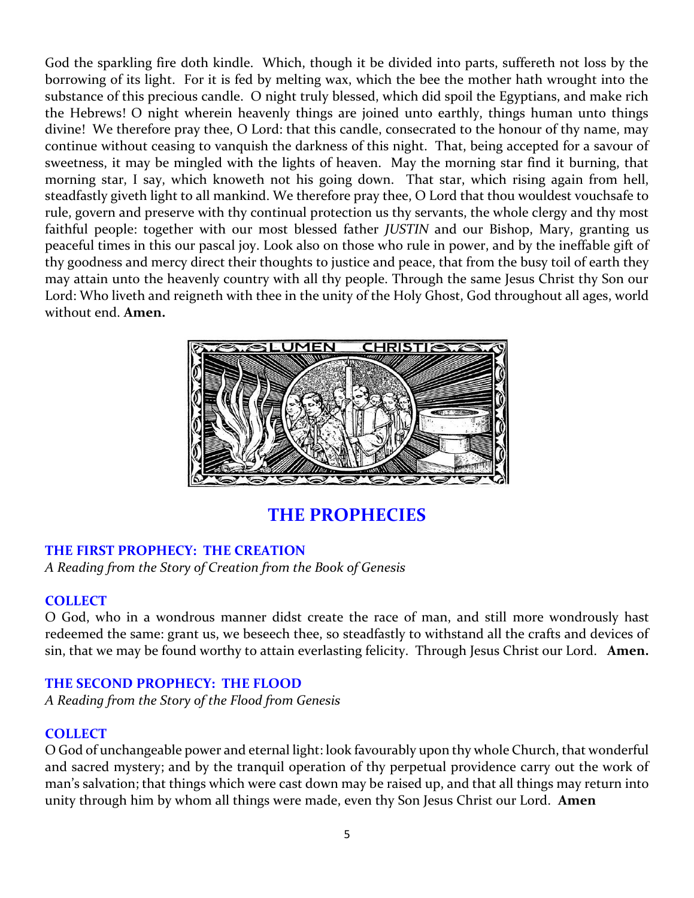God the sparkling fire doth kindle. Which, though it be divided into parts, suffereth not loss by the borrowing of its light. For it is fed by melting wax, which the bee the mother hath wrought into the substance of this precious candle. O night truly blessed, which did spoil the Egyptians, and make rich the Hebrews! O night wherein heavenly things are joined unto earthly, things human unto things divine! We therefore pray thee, O Lord: that this candle, consecrated to the honour of thy name, may continue without ceasing to vanquish the darkness of this night. That, being accepted for a savour of sweetness, it may be mingled with the lights of heaven. May the morning star find it burning, that morning star, I say, which knoweth not his going down. That star, which rising again from hell, steadfastly giveth light to all mankind. We therefore pray thee, O Lord that thou wouldest vouchsafe to rule, govern and preserve with thy continual protection us thy servants, the whole clergy and thy most faithful people: together with our most blessed father *JUSTIN* and our Bishop, Mary, granting us peaceful times in this our pascal joy. Look also on those who rule in power, and by the ineffable gift of thy goodness and mercy direct their thoughts to justice and peace, that from the busy toil of earth they may attain unto the heavenly country with all thy people. Through the same Jesus Christ thy Son our Lord: Who liveth and reigneth with thee in the unity of the Holy Ghost, God throughout all ages, world without end. **Amen.**

# THE PROPHECIES

### THE FIRST PROPHECY: THE CREATION

*A Reading from the Story of Creation from the Book of Genesis*

### COLLECT

O God, who in a wondrous manner didst create the race of man, and still more wondrously hast redeemed the same: grant us, we beseech thee, so steadfastly to withstand all the crafts and devices of sin, that we may be found worthy to attain everlasting felicity. Through Jesus Christ our Lord. **Amen.**

### THE SECOND PROPHECY: THE FLOOD

*A Reading from the Story of the Flood from Genesis*

### COLLECT

O God of unchangeable power and eternal light: look favourably upon thy whole Church, that wonderful and sacred mystery; and by the tranquil operation of thy perpetual providence carry out the work of man's salvation; that things which were cast down may be raised up, and that all things may return into unity through him by whom all things were made, even thy Son Jesus Christ our Lord. **Amen**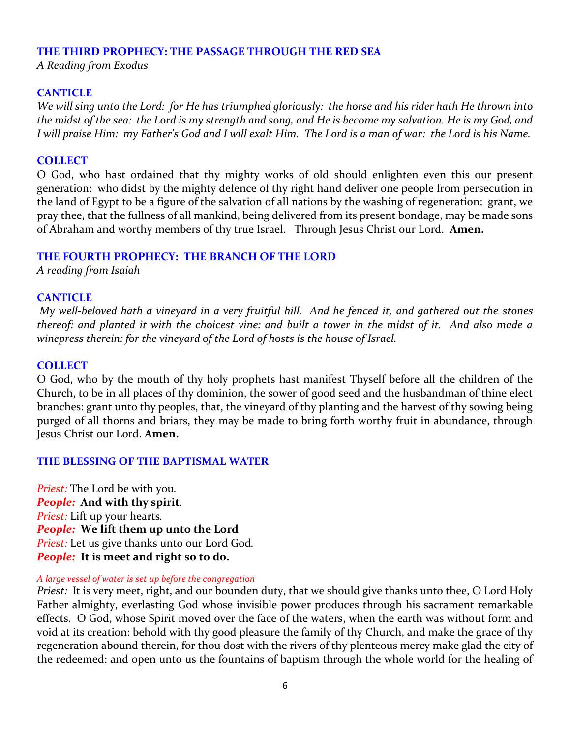## THE THIRD PROPHECY: THE PASSAGE THROUGH THE RED SEA

*A Reading from Exodus*

### CANTICE

*We will sing unto the Lord: for He has triumphed gloriously: the horse and his rider hath He thrown into the midst of the sea: the Lord is my strength and song, and He is become my salvation. He is my God, and I will praise Him: my Father's God and I will exalt Him. The Lord is a man of war: the Lord is his Name.*

### COLLECT

O God, who hast ordained that thy mighty works of old should enlighten even this our present generation: who didst by the mighty defence of thy right hand deliver one people from persecution in the land of Egypt to be a figure of the salvation of all nations by the washing of regeneration: grant, we pray thee, that the fullness of all mankind, being delivered from its present bondage, may be made sons of Abraham and worthy members of thy true Israel. Through Jesus Christ our Lord. **Amen.**

## THE FOURTH PROPHECY: THE BRANCH OF THE LORD

*A reading from Isaiah*

### CANTICLE

*My well-beloved hath a vineyard in a very fruitful hill. And he fenced it, and gathered out the stones thereof: and planted it with the choicest vine: and built a tower in the midst of it. And also made a winepress therein: for the vineyard of the Lord of hosts is the house of Israel.*

### COLLECT

O God, who by the mouth of thy holy prophets hast manifest Thyself before all the children of the Church, to be in all places of thy dominion, the sower of good seed and the husbandman of thine elect branches: grant unto thy peoples, that, the vineyard of thy planting and the harvest of thy sowing being purged of all thorns and briars, they may be made to bring forth worthy fruit in abundance, through Jesus Christ our Lord. **Amen.**

## THE BLESSING OF THE BAPTISMAL WATER

*Priest:* The Lord be with you.
***People:*** **And with thy spirit**.
*Priest:* Lift up your hearts.
***People:*** **We lift them up unto the Lord**
*Priest:* Let us give thanks unto our Lord God.
***People:*** **It is meet and right so to do.**

*A large vessel of water is set up before the congregation*

*Priest:* It is very meet, right, and our bounden duty, that we should give thanks unto thee, O Lord Holy Father almighty, everlasting God whose invisible power produces through his sacrament remarkable effects. O God, whose Spirit moved over the face of the waters, when the earth was without form and void at its creation: behold with thy good pleasure the family of thy Church, and make the grace of thy regeneration abound therein, for thou dost with the rivers of thy plenteous mercy make glad the city of the redeemed: and open unto us the fountains of baptism through the whole world for the healing of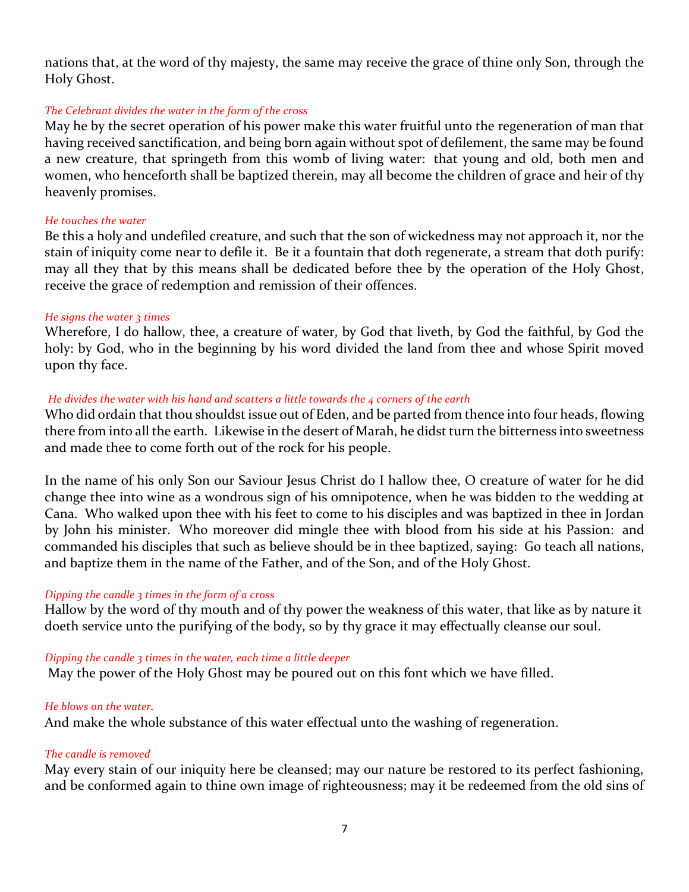nations that, at the word of thy majesty, the same may receive the grace of thine only Son, through the Holy Ghost.

*The Celebrant divides the water in the form of the cross*

May he by the secret operation of his power make this water fruitful unto the regeneration of man that having received sanctification, and being born again without spot of defilement, the same may be found a new creature, that springeth from this womb of living water: that young and old, both men and women, who henceforth shall be baptized therein, may all become the children of grace and heir of thy heavenly promises.

*He touches the water*

Be this a holy and undefiled creature, and such that the son of wickedness may not approach it, nor the stain of iniquity come near to defile it. Be it a fountain that doth regenerate, a stream that doth purify: may all they that by this means shall be dedicated before thee by the operation of the Holy Ghost, receive the grace of redemption and remission of their offences.

*He signs the water 3 times*

Wherefore, I do hallow, thee, a creature of water, by God that liveth, by God the faithful, by God the holy: by God, who in the beginning by his word divided the land from thee and whose Spirit moved upon thy face.

*He divides the water with his hand and scatters a little towards the 4 corners of the earth*

Who did ordain that thou shouldst issue out of Eden, and be parted from thence into four heads, flowing there from into all the earth. Likewise in the desert of Marah, he didst turn the bitterness into sweetness and made thee to come forth out of the rock for his people.

In the name of his only Son our Saviour Jesus Christ do I hallow thee, O creature of water for he did change thee into wine as a wondrous sign of his omnipotence, when he was bidden to the wedding at Cana. Who walked upon thee with his feet to come to his disciples and was baptized in thee in Jordan by John his minister. Who moreover did mingle thee with blood from his side at his Passion: and commanded his disciples that such as believe should be in thee baptized, saying: Go teach all nations, and baptize them in the name of the Father, and of the Son, and of the Holy Ghost.

*Dipping the candle 3 times in the form of a cross*

Hallow by the word of thy mouth and of thy power the weakness of this water, that like as by nature it doeth service unto the purifying of the body, so by thy grace it may effectually cleanse our soul.

*Dipping the candle 3 times in the water, each time a little deeper*

May the power of the Holy Ghost may be poured out on this font which we have filled.

*He blows on the water.*

And make the whole substance of this water effectual unto the washing of regeneration.

*The candle is removed*

May every stain of our iniquity here be cleansed; may our nature be restored to its perfect fashioning, and be conformed again to thine own image of righteousness; may it be redeemed from the old sins of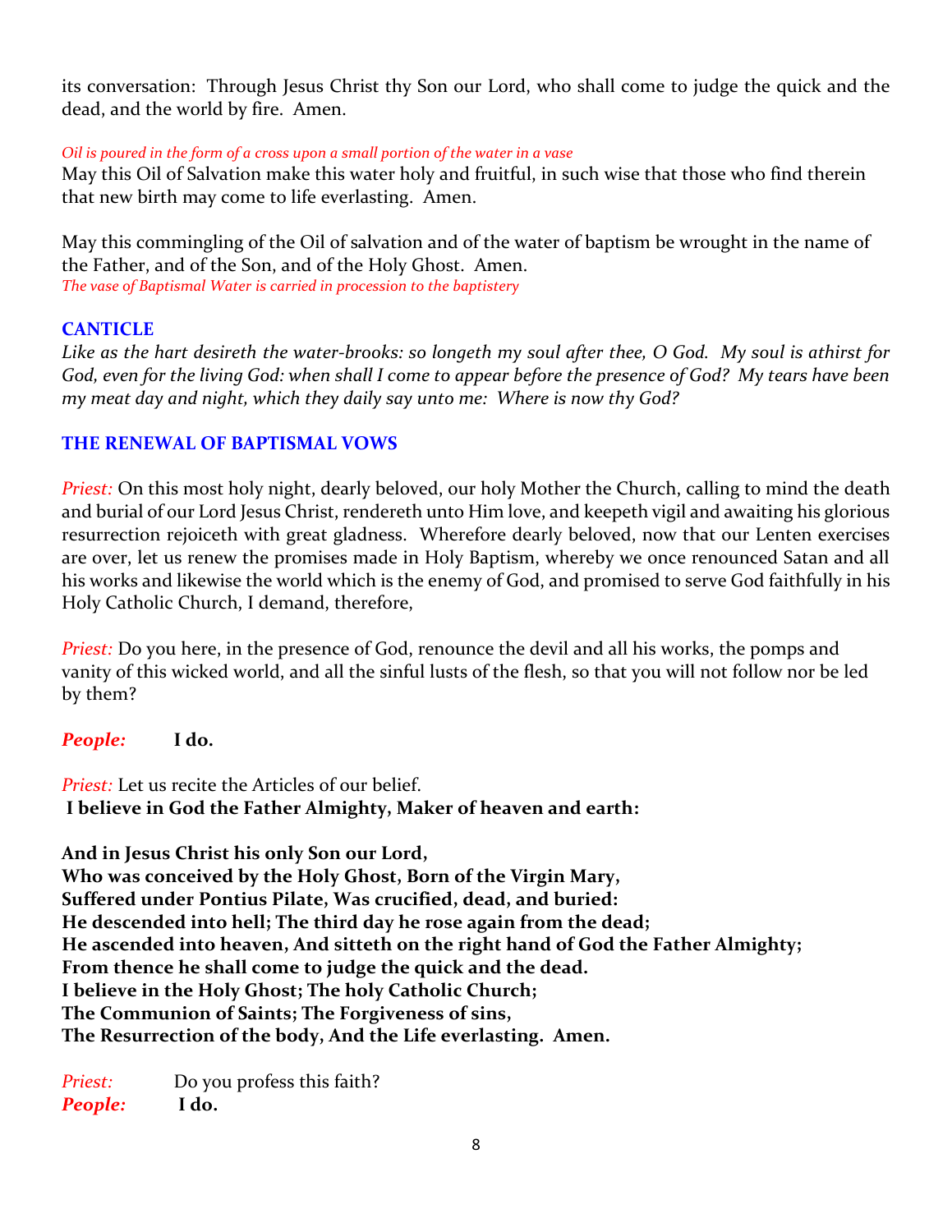its conversation: Through Jesus Christ thy Son our Lord, who shall come to judge the quick and the dead, and the world by fire. Amen.

*Oil is poured in the form of a cross upon a small portion of the water in a vase*
May this Oil of Salvation make this water holy and fruitful, in such wise that those who find therein that new birth may come to life everlasting. Amen.

May this commingling of the Oil of salvation and of the water of baptism be wrought in the name of the Father, and of the Son, and of the Holy Ghost. Amen.
*The vase of Baptismal Water is carried in procession to the baptistery*

## CANTICLE

*Like as the hart desireth the water-brooks: so longeth my soul after thee, O God. My soul is athirst for God, even for the living God: when shall I come to appear before the presence of God? My tears have been my meat day and night, which they daily say unto me: Where is now thy God?*

## THE RENEWAL OF BAPTISMAL VOWS

*Priest:* On this most holy night, dearly beloved, our holy Mother the Church, calling to mind the death and burial of our Lord Jesus Christ, rendereth unto Him love, and keepeth vigil and awaiting his glorious resurrection rejoiceth with great gladness. Wherefore dearly beloved, now that our Lenten exercises are over, let us renew the promises made in Holy Baptism, whereby we once renounced Satan and all his works and likewise the world which is the enemy of God, and promised to serve God faithfully in his Holy Catholic Church, I demand, therefore,

*Priest:* Do you here, in the presence of God, renounce the devil and all his works, the pomps and vanity of this wicked world, and all the sinful lusts of the flesh, so that you will not follow nor be led by them?

***People:*** **I do.**

*Priest:* Let us recite the Articles of our belief.
**I believe in God the Father Almighty, Maker of heaven and earth:**

**And in Jesus Christ his only Son our Lord,**
**Who was conceived by the Holy Ghost, Born of the Virgin Mary,**
**Suffered under Pontius Pilate, Was crucified, dead, and buried:**
**He descended into hell; The third day he rose again from the dead;**
**He ascended into heaven, And sitteth on the right hand of God the Father Almighty;**
**From thence he shall come to judge the quick and the dead.**
**I believe in the Holy Ghost; The holy Catholic Church;**
**The Communion of Saints; The Forgiveness of sins,**
**The Resurrection of the body, And the Life everlasting. Amen.**

*Priest:* Do you profess this faith?
***People:*** **I do.**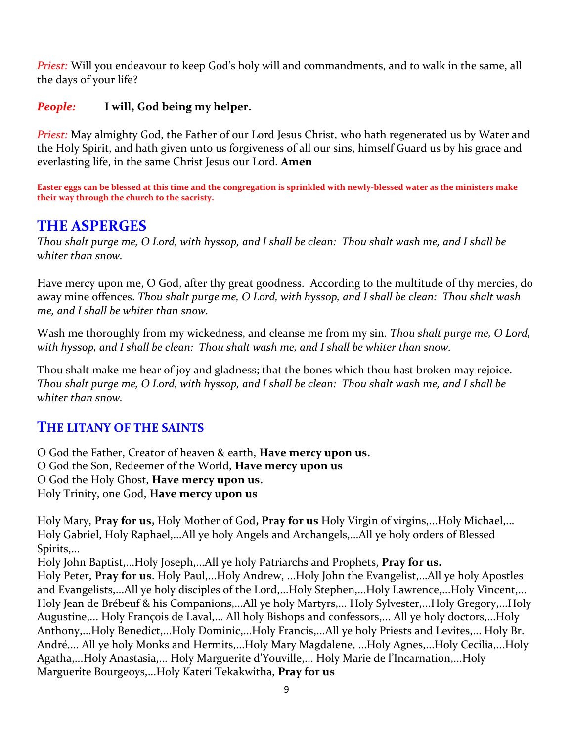*Priest:* Will you endeavour to keep God's holy will and commandments, and to walk in the same, all the days of your life?

***People:*** **I will, God being my helper.**

*Priest:* May almighty God, the Father of our Lord Jesus Christ, who hath regenerated us by Water and the Holy Spirit, and hath given unto us forgiveness of all our sins, himself Guard us by his grace and everlasting life, in the same Christ Jesus our Lord. **Amen**

**Easter eggs can be blessed at this time and the congregation is sprinkled with newly-blessed water as the ministers make their way through the church to the sacristy.**

## THE ASPERGES

*Thou shalt purge me, O Lord, with hyssop, and I shall be clean: Thou shalt wash me, and I shall be whiter than snow.*

Have mercy upon me, O God, after thy great goodness. According to the multitude of thy mercies, do away mine offences. *Thou shalt purge me, O Lord, with hyssop, and I shall be clean: Thou shalt wash me, and I shall be whiter than snow.*

Wash me thoroughly from my wickedness, and cleanse me from my sin. *Thou shalt purge me, O Lord, with hyssop, and I shall be clean: Thou shalt wash me, and I shall be whiter than snow.*

Thou shalt make me hear of joy and gladness; that the bones which thou hast broken may rejoice. *Thou shalt purge me, O Lord, with hyssop, and I shall be clean: Thou shalt wash me, and I shall be whiter than snow.*

## THE LITANY OF THE SAINTS

O God the Father, Creator of heaven & earth, **Have mercy upon us.**
O God the Son, Redeemer of the World, **Have mercy upon us**
O God the Holy Ghost, **Have mercy upon us.**
Holy Trinity, one God, **Have mercy upon us**

Holy Mary, **Pray for us,** Holy Mother of God**, Pray for us** Holy Virgin of virgins,...Holy Michael,... Holy Gabriel, Holy Raphael,...All ye holy Angels and Archangels,...All ye holy orders of Blessed Spirits,...
Holy John Baptist,...Holy Joseph,...All ye holy Patriarchs and Prophets, **Pray for us.**
Holy Peter, **Pray for us**. Holy Paul,...Holy Andrew, ...Holy John the Evangelist,...All ye holy Apostles and Evangelists,...All ye holy disciples of the Lord,...Holy Stephen,...Holy Lawrence,...Holy Vincent,... Holy Jean de Brébeuf & his Companions,...All ye holy Martyrs,... Holy Sylvester,...Holy Gregory,...Holy Augustine,... Holy François de Laval,... All holy Bishops and confessors,... All ye holy doctors,...Holy Anthony,...Holy Benedict,...Holy Dominic,...Holy Francis,...All ye holy Priests and Levites,... Holy Br. André,... All ye holy Monks and Hermits,...Holy Mary Magdalene, ...Holy Agnes,...Holy Cecilia,...Holy Agatha,...Holy Anastasia,... Holy Marguerite d'Youville,... Holy Marie de l'Incarnation,...Holy Marguerite Bourgeoys,...Holy Kateri Tekakwitha, **Pray for us**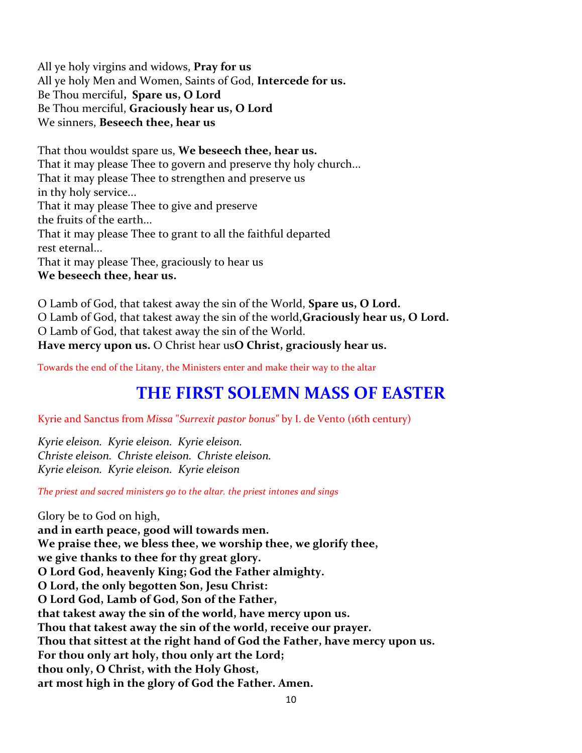All ye holy virgins and widows, **Pray for us**
All ye holy Men and Women, Saints of God, **Intercede for us.**
Be Thou merciful**, Spare us, O Lord**
Be Thou merciful, **Graciously hear us, O Lord**
We sinners, **Beseech thee, hear us**

That thou wouldst spare us, **We beseech thee, hear us.**
That it may please Thee to govern and preserve thy holy church...
That it may please Thee to strengthen and preserve us
in thy holy service...
That it may please Thee to give and preserve
the fruits of the earth...
That it may please Thee to grant to all the faithful departed
rest eternal...
That it may please Thee, graciously to hear us
**We beseech thee, hear us.**

O Lamb of God, that takest away the sin of the World, **Spare us, O Lord.**
O Lamb of God, that takest away the sin of the world,**Graciously hear us, O Lord.**
O Lamb of God, that takest away the sin of the World.
**Have mercy upon us.** O Christ hear us**O Christ, graciously hear us.**

Towards the end of the Litany, the Ministers enter and make their way to the altar

# THE FIRST SOLEMN MASS OF EASTER

Kyrie and Sanctus from *Missa "Surrexit pastor bonus"* by I. de Vento (16th century)

*Kyrie eleison. Kyrie eleison. Kyrie eleison.*
*Christe eleison. Christe eleison. Christe eleison.*
*Kyrie eleison. Kyrie eleison. Kyrie eleison*

*The priest and sacred ministers go to the altar. the priest intones and sings*

Glory be to God on high,
**and in earth peace, good will towards men.**
**We praise thee, we bless thee, we worship thee, we glorify thee,**
**we give thanks to thee for thy great glory.**
**O Lord God, heavenly King; God the Father almighty.**
**O Lord, the only begotten Son, Jesu Christ:**
**O Lord God, Lamb of God, Son of the Father,**
**that takest away the sin of the world, have mercy upon us.**
**Thou that takest away the sin of the world, receive our prayer.**
**Thou that sittest at the right hand of God the Father, have mercy upon us.**
**For thou only art holy, thou only art the Lord;**
**thou only, O Christ, with the Holy Ghost,**
**art most high in the glory of God the Father. Amen.**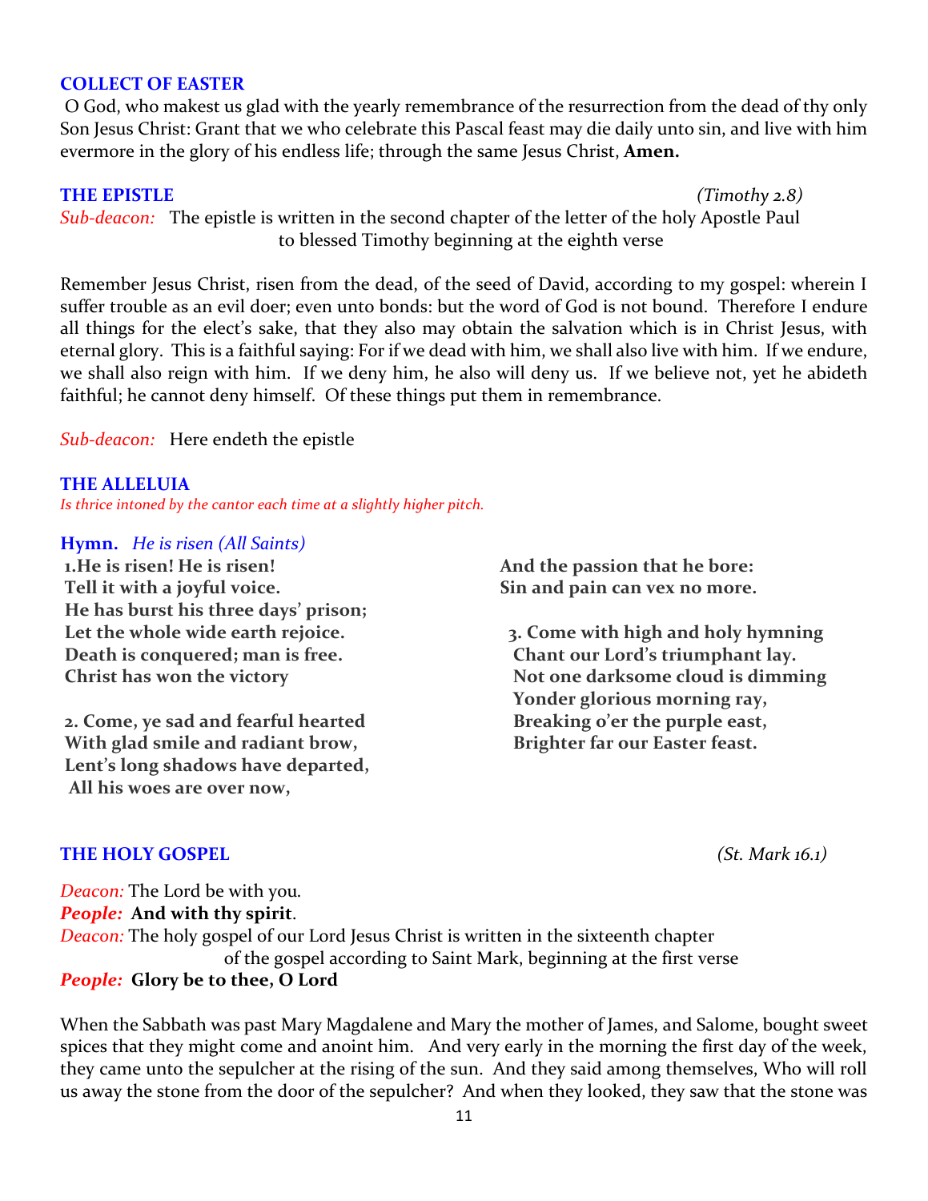## COLLECT OF EASTER

O God, who makest us glad with the yearly remembrance of the resurrection from the dead of thy only Son Jesus Christ: Grant that we who celebrate this Pascal feast may die daily unto sin, and live with him evermore in the glory of his endless life; through the same Jesus Christ, **Amen.**

## THE EPISTLE *(Timothy 2.8)*

*Sub-deacon:* The epistle is written in the second chapter of the letter of the holy Apostle Paul to blessed Timothy beginning at the eighth verse

Remember Jesus Christ, risen from the dead, of the seed of David, according to my gospel: wherein I suffer trouble as an evil doer; even unto bonds: but the word of God is not bound. Therefore I endure all things for the elect's sake, that they also may obtain the salvation which is in Christ Jesus, with eternal glory. This is a faithful saying: For if we dead with him, we shall also live with him. If we endure, we shall also reign with him. If we deny him, he also will deny us. If we believe not, yet he abideth faithful; he cannot deny himself. Of these things put them in remembrance.

*Sub-deacon:* Here endeth the epistle

## THE ALLELUIA

*Is thrice intoned by the cantor each time at a slightly higher pitch.*

**Hymn.** *He is risen (All Saints)*

**1.He is risen! He is risen!**
**Tell it with a joyful voice.**
**He has burst his three days' prison;**
**Let the whole wide earth rejoice.**
**Death is conquered; man is free.**
**Christ has won the victory**

**2. Come, ye sad and fearful hearted**
**With glad smile and radiant brow,**
**Lent's long shadows have departed,**
**All his woes are over now,**
**And the passion that he bore:**
**Sin and pain can vex no more.**

**3. Come with high and holy hymning**
**Chant our Lord's triumphant lay.**
**Not one darksome cloud is dimming**
**Yonder glorious morning ray,**
**Breaking o'er the purple east,**
**Brighter far our Easter feast.**

## THE HOLY GOSPEL *(St. Mark 16.1)*

*Deacon:* The Lord be with you.
***People:*** **And with thy spirit**.
*Deacon:* The holy gospel of our Lord Jesus Christ is written in the sixteenth chapter of the gospel according to Saint Mark, beginning at the first verse
***People:*** **Glory be to thee, O Lord**

When the Sabbath was past Mary Magdalene and Mary the mother of James, and Salome, bought sweet spices that they might come and anoint him. And very early in the morning the first day of the week, they came unto the sepulcher at the rising of the sun. And they said among themselves, Who will roll us away the stone from the door of the sepulcher? And when they looked, they saw that the stone was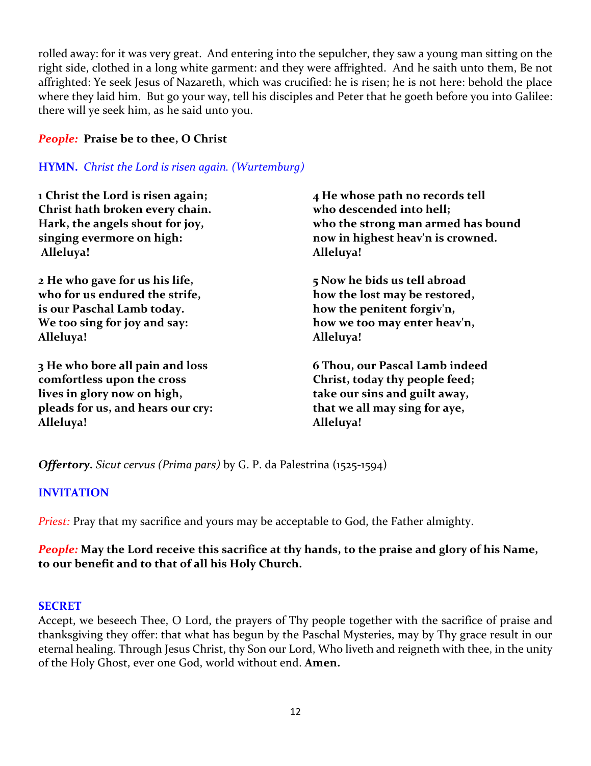rolled away: for it was very great. And entering into the sepulcher, they saw a young man sitting on the right side, clothed in a long white garment: and they were affrighted. And he saith unto them, Be not affrighted: Ye seek Jesus of Nazareth, which was crucified: he is risen; he is not here: behold the place where they laid him. But go your way, tell his disciples and Peter that he goeth before you into Galilee: there will ye seek him, as he said unto you.

***People:*** **Praise be to thee, O Christ**

**HYMN.** *Christ the Lord is risen again. (Wurtemburg)*

**1 Christ the Lord is risen again;
Christ hath broken every chain.
Hark, the angels shout for joy,
singing evermore on high:
Alleluya!**

**2 He who gave for us his life,
who for us endured the strife,
is our Paschal Lamb today.
We too sing for joy and say:
Alleluya!**

**3 He who bore all pain and loss
comfortless upon the cross
lives in glory now on high,
pleads for us, and hears our cry:
Alleluya!**

**4 He whose path no records tell
who descended into hell;
who the strong man armed has bound
now in highest heav'n is crowned.
Alleluya!**

**5 Now he bids us tell abroad
how the lost may be restored,
how the penitent forgiv'n,
how we too may enter heav'n,
Alleluya!**

**6 Thou, our Pascal Lamb indeed
Christ, today thy people feed;
take our sins and guilt away,
that we all may sing for aye,
Alleluya!**

***Offertory.*** *Sicut cervus (Prima pars)* by G. P. da Palestrina (1525-1594)

**INVITATION**

*Priest:* Pray that my sacrifice and yours may be acceptable to God, the Father almighty.

***People:*** **May the Lord receive this sacrifice at thy hands, to the praise and glory of his Name, to our benefit and to that of all his Holy Church.**

**SECRET**

Accept, we beseech Thee, O Lord, the prayers of Thy people together with the sacrifice of praise and thanksgiving they offer: that what has begun by the Paschal Mysteries, may by Thy grace result in our eternal healing. Through Jesus Christ, thy Son our Lord, Who liveth and reigneth with thee, in the unity of the Holy Ghost, ever one God, world without end. **Amen.**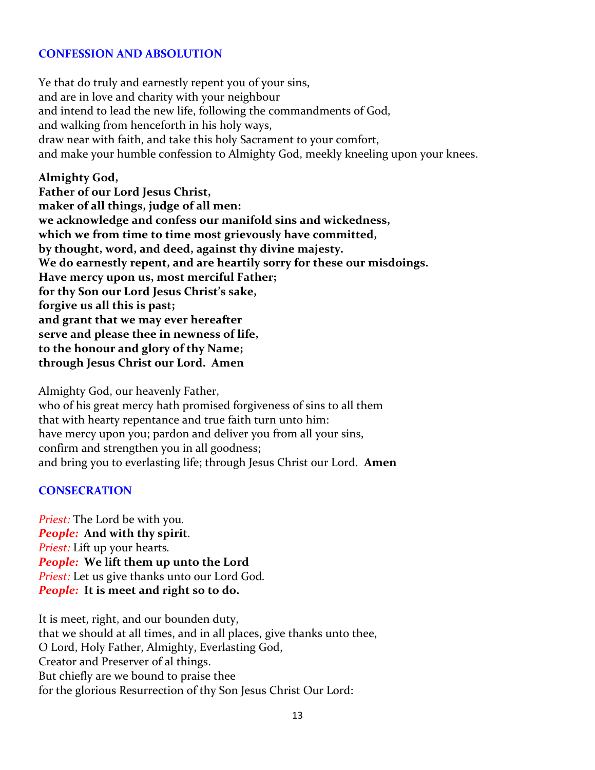## CONFESSION AND ABSOLUTION

Ye that do truly and earnestly repent you of your sins,
and are in love and charity with your neighbour
and intend to lead the new life, following the commandments of God,
and walking from henceforth in his holy ways,
draw near with faith, and take this holy Sacrament to your comfort,
and make your humble confession to Almighty God, meekly kneeling upon your knees.

**Almighty God,**
**Father of our Lord Jesus Christ,**
**maker of all things, judge of all men:**
**we acknowledge and confess our manifold sins and wickedness,**
**which we from time to time most grievously have committed,**
**by thought, word, and deed, against thy divine majesty.**
**We do earnestly repent, and are heartily sorry for these our misdoings.**
**Have mercy upon us, most merciful Father;**
**for thy Son our Lord Jesus Christ's sake,**
**forgive us all this is past;**
**and grant that we may ever hereafter**
**serve and please thee in newness of life,**
**to the honour and glory of thy Name;**
**through Jesus Christ our Lord. Amen**

Almighty God, our heavenly Father,
who of his great mercy hath promised forgiveness of sins to all them
that with hearty repentance and true faith turn unto him:
have mercy upon you; pardon and deliver you from all your sins,
confirm and strengthen you in all goodness;
and bring you to everlasting life; through Jesus Christ our Lord. **Amen**

## CONSECRATION

*Priest:* The Lord be with you.
***People:*** **And with thy spirit**.
*Priest:* Lift up your hearts.
***People:*** **We lift them up unto the Lord**
*Priest:* Let us give thanks unto our Lord God.
***People:*** **It is meet and right so to do.**

It is meet, right, and our bounden duty,
that we should at all times, and in all places, give thanks unto thee,
O Lord, Holy Father, Almighty, Everlasting God,
Creator and Preserver of al things.
But chiefly are we bound to praise thee
for the glorious Resurrection of thy Son Jesus Christ Our Lord: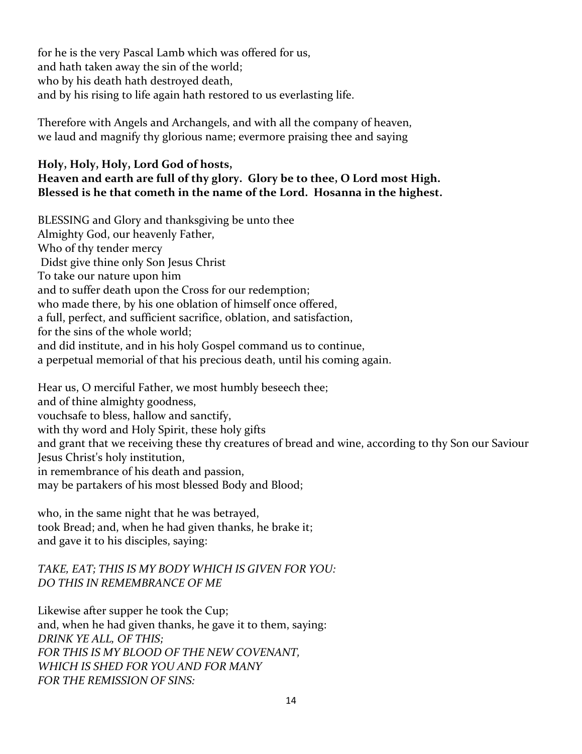for he is the very Pascal Lamb which was offered for us,
and hath taken away the sin of the world;
who by his death hath destroyed death,
and by his rising to life again hath restored to us everlasting life.

Therefore with Angels and Archangels, and with all the company of heaven,
we laud and magnify thy glorious name; evermore praising thee and saying

**Holy, Holy, Holy, Lord God of hosts,**
**Heaven and earth are full of thy glory. Glory be to thee, O Lord most High.**
**Blessed is he that cometh in the name of the Lord. Hosanna in the highest.**

BLESSING and Glory and thanksgiving be unto thee
Almighty God, our heavenly Father,
Who of thy tender mercy
Didst give thine only Son Jesus Christ
To take our nature upon him
and to suffer death upon the Cross for our redemption;
who made there, by his one oblation of himself once offered,
a full, perfect, and sufficient sacrifice, oblation, and satisfaction,
for the sins of the whole world;
and did institute, and in his holy Gospel command us to continue,
a perpetual memorial of that his precious death, until his coming again.

Hear us, O merciful Father, we most humbly beseech thee;
and of thine almighty goodness,
vouchsafe to bless, hallow and sanctify,
with thy word and Holy Spirit, these holy gifts
and grant that we receiving these thy creatures of bread and wine, according to thy Son our Saviour Jesus Christ's holy institution,
in remembrance of his death and passion,
may be partakers of his most blessed Body and Blood;

who, in the same night that he was betrayed,
took Bread; and, when he had given thanks, he brake it;
and gave it to his disciples, saying:

*TAKE, EAT; THIS IS MY BODY WHICH IS GIVEN FOR YOU:*
*DO THIS IN REMEMBRANCE OF ME*

Likewise after supper he took the Cup;
and, when he had given thanks, he gave it to them, saying:
*DRINK YE ALL, OF THIS;*
*FOR THIS IS MY BLOOD OF THE NEW COVENANT,*
*WHICH IS SHED FOR YOU AND FOR MANY*
*FOR THE REMISSION OF SINS:*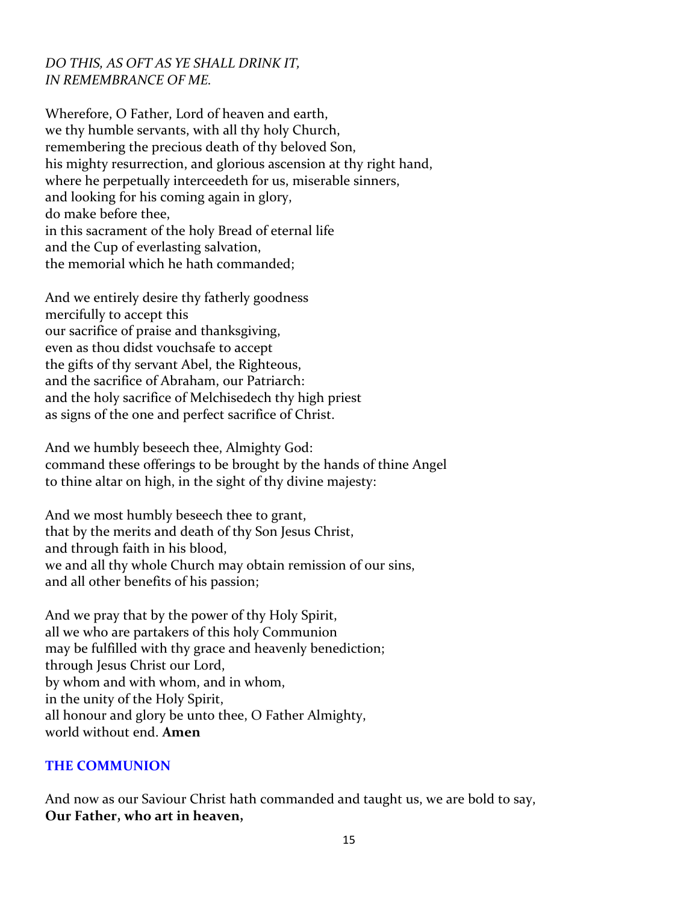*DO THIS, AS OFT AS YE SHALL DRINK IT,*
*IN REMEMBRANCE OF ME.*

Wherefore, O Father, Lord of heaven and earth,
we thy humble servants, with all thy holy Church,
remembering the precious death of thy beloved Son,
his mighty resurrection, and glorious ascension at thy right hand,
where he perpetually interceedeth for us, miserable sinners,
and looking for his coming again in glory,
do make before thee,
in this sacrament of the holy Bread of eternal life
and the Cup of everlasting salvation,
the memorial which he hath commanded;

And we entirely desire thy fatherly goodness
mercifully to accept this
our sacrifice of praise and thanksgiving,
even as thou didst vouchsafe to accept
the gifts of thy servant Abel, the Righteous,
and the sacrifice of Abraham, our Patriarch:
and the holy sacrifice of Melchisedech thy high priest
as signs of the one and perfect sacrifice of Christ.

And we humbly beseech thee, Almighty God:
command these offerings to be brought by the hands of thine Angel
to thine altar on high, in the sight of thy divine majesty:

And we most humbly beseech thee to grant,
that by the merits and death of thy Son Jesus Christ,
and through faith in his blood,
we and all thy whole Church may obtain remission of our sins,
and all other benefits of his passion;

And we pray that by the power of thy Holy Spirit,
all we who are partakers of this holy Communion
may be fulfilled with thy grace and heavenly benediction;
through Jesus Christ our Lord,
by whom and with whom, and in whom,
in the unity of the Holy Spirit,
all honour and glory be unto thee, O Father Almighty,
world without end. **Amen**

## THE COMMUNION

And now as our Saviour Christ hath commanded and taught us, we are bold to say,
**Our Father, who art in heaven,**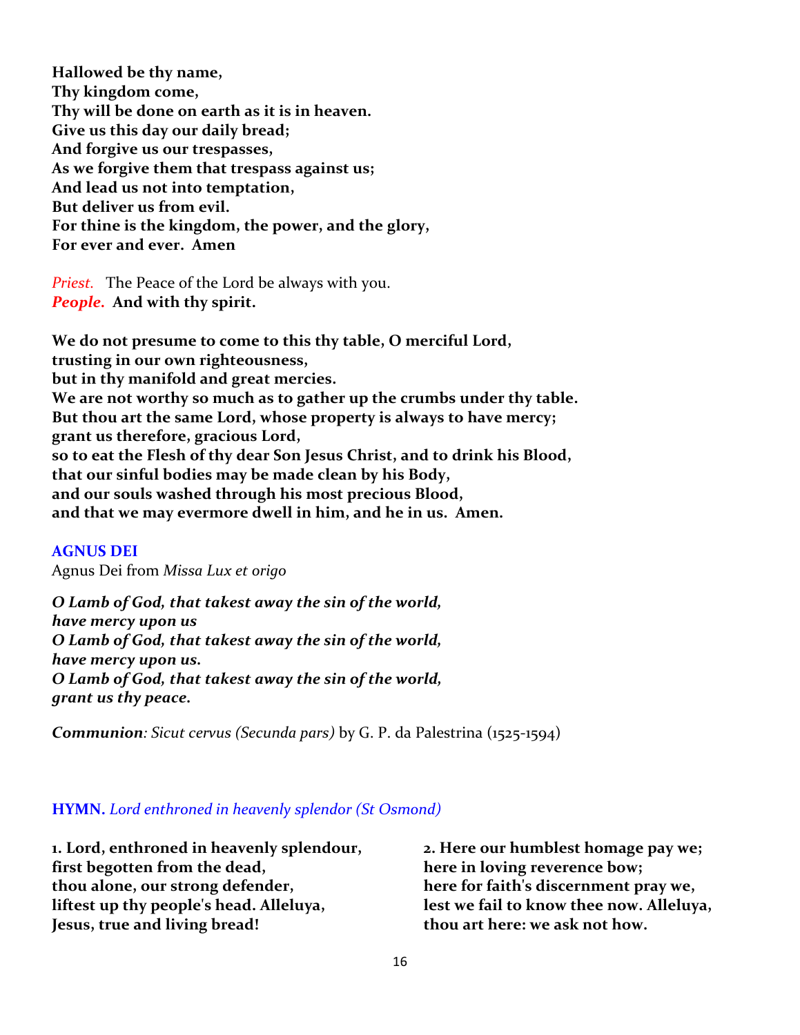**Hallowed be thy name,**
**Thy kingdom come,**
**Thy will be done on earth as it is in heaven.**
**Give us this day our daily bread;**
**And forgive us our trespasses,**
**As we forgive them that trespass against us;**
**And lead us not into temptation,**
**But deliver us from evil.**
**For thine is the kingdom, the power, and the glory,**
**For ever and ever. Amen**

*Priest.* The Peace of the Lord be always with you.
***People.*** **And with thy spirit.**

**We do not presume to come to this thy table, O merciful Lord,**
**trusting in our own righteousness,**
**but in thy manifold and great mercies.**
**We are not worthy so much as to gather up the crumbs under thy table.**
**But thou art the same Lord, whose property is always to have mercy;**
**grant us therefore, gracious Lord,**
**so to eat the Flesh of thy dear Son Jesus Christ, and to drink his Blood,**
**that our sinful bodies may be made clean by his Body,**
**and our souls washed through his most precious Blood,**
**and that we may evermore dwell in him, and he in us. Amen.**

### AGNUS DEI

Agnus Dei from *Missa Lux et origo*

***O Lamb of God, that takest away the sin of the world,***
***have mercy upon us***
***O Lamb of God, that takest away the sin of the world,***
***have mercy upon us.***
***O Lamb of God, that takest away the sin of the world,***
***grant us thy peace.***

***Communion****: Sicut cervus (Secunda pars)* by G. P. da Palestrina (1525-1594)

### HYMN. *Lord enthroned in heavenly splendor (St Osmond)*

**1. Lord, enthroned in heavenly splendour,**
**first begotten from the dead,**
**thou alone, our strong defender,**
**liftest up thy people's head. Alleluya,**
**Jesus, true and living bread!**

**2. Here our humblest homage pay we;**
**here in loving reverence bow;**
**here for faith's discernment pray we,**
**lest we fail to know thee now. Alleluya,**
**thou art here: we ask not how.**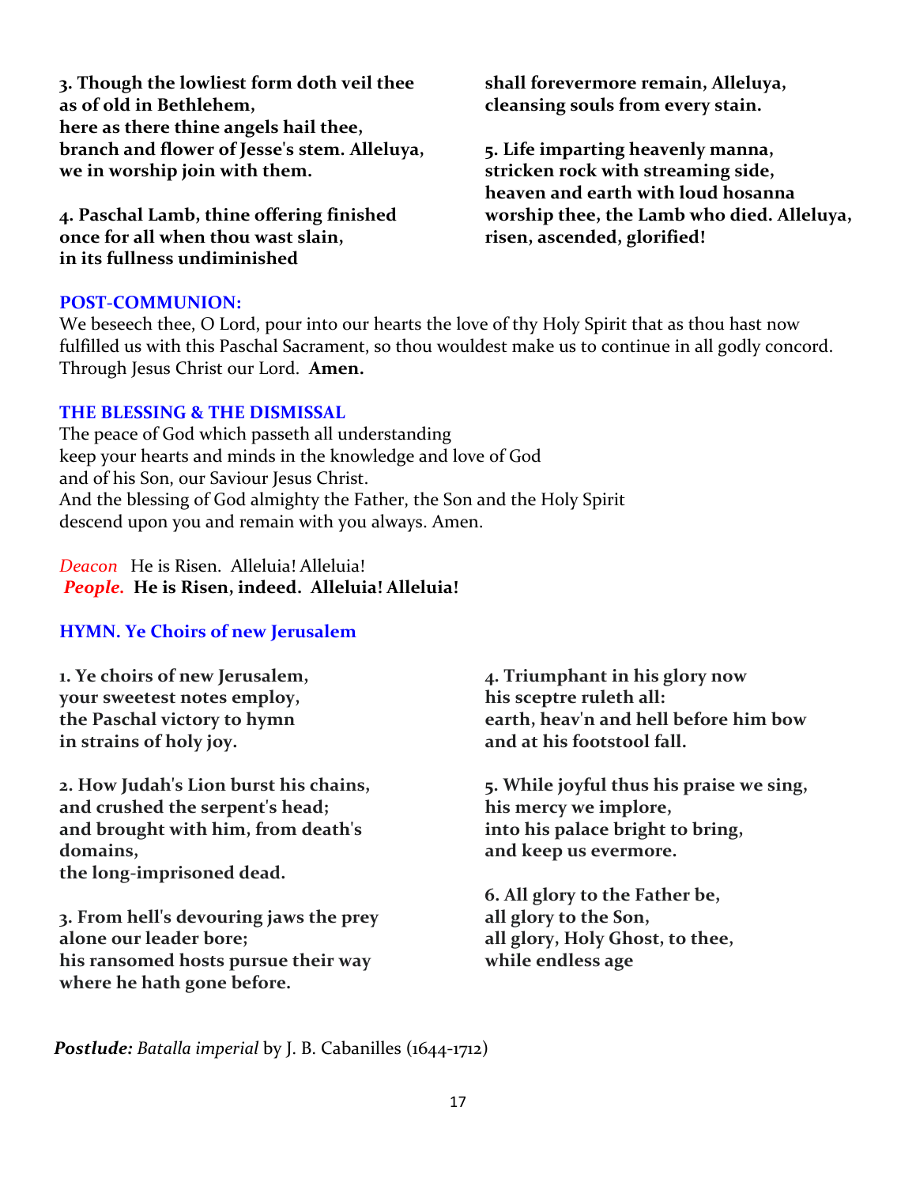**3. Though the lowliest form doth veil thee**
**as of old in Bethlehem,**
**here as there thine angels hail thee,**
**branch and flower of Jesse's stem. Alleluya,**
**we in worship join with them.**

**4. Paschal Lamb, thine offering finished**
**once for all when thou wast slain,**
**in its fullness undiminished**
**shall forevermore remain, Alleluya,**
**cleansing souls from every stain.**

**5. Life imparting heavenly manna,**
**stricken rock with streaming side,**
**heaven and earth with loud hosanna**
**worship thee, the Lamb who died. Alleluya,**
**risen, ascended, glorified!**

## POST-COMMUNION:

We beseech thee, O Lord, pour into our hearts the love of thy Holy Spirit that as thou hast now fulfilled us with this Paschal Sacrament, so thou wouldest make us to continue in all godly concord. Through Jesus Christ our Lord. **Amen.**

## THE BLESSING & THE DISMISSAL

The peace of God which passeth all understanding
keep your hearts and minds in the knowledge and love of God
and of his Son, our Saviour Jesus Christ.
And the blessing of God almighty the Father, the Son and the Holy Spirit
descend upon you and remain with you always. Amen.

*Deacon* He is Risen. Alleluia! Alleluia!
***People.*** **He is Risen, indeed. Alleluia! Alleluia!**

## HYMN. Ye Choirs of new Jerusalem

**1. Ye choirs of new Jerusalem,**
**your sweetest notes employ,**
**the Paschal victory to hymn**
**in strains of holy joy.**

**2. How Judah's Lion burst his chains,**
**and crushed the serpent's head;**
**and brought with him, from death's domains,**
**the long-imprisoned dead.**

**3. From hell's devouring jaws the prey**
**alone our leader bore;**
**his ransomed hosts pursue their way**
**where he hath gone before.**

**4. Triumphant in his glory now**
**his sceptre ruleth all:**
**earth, heav'n and hell before him bow**
**and at his footstool fall.**

**5. While joyful thus his praise we sing,**
**his mercy we implore,**
**into his palace bright to bring,**
**and keep us evermore.**

**6. All glory to the Father be,**
**all glory to the Son,**
**all glory, Holy Ghost, to thee,**
**while endless age**

***Postlude:*** *Batalla imperial* by J. B. Cabanilles (1644-1712)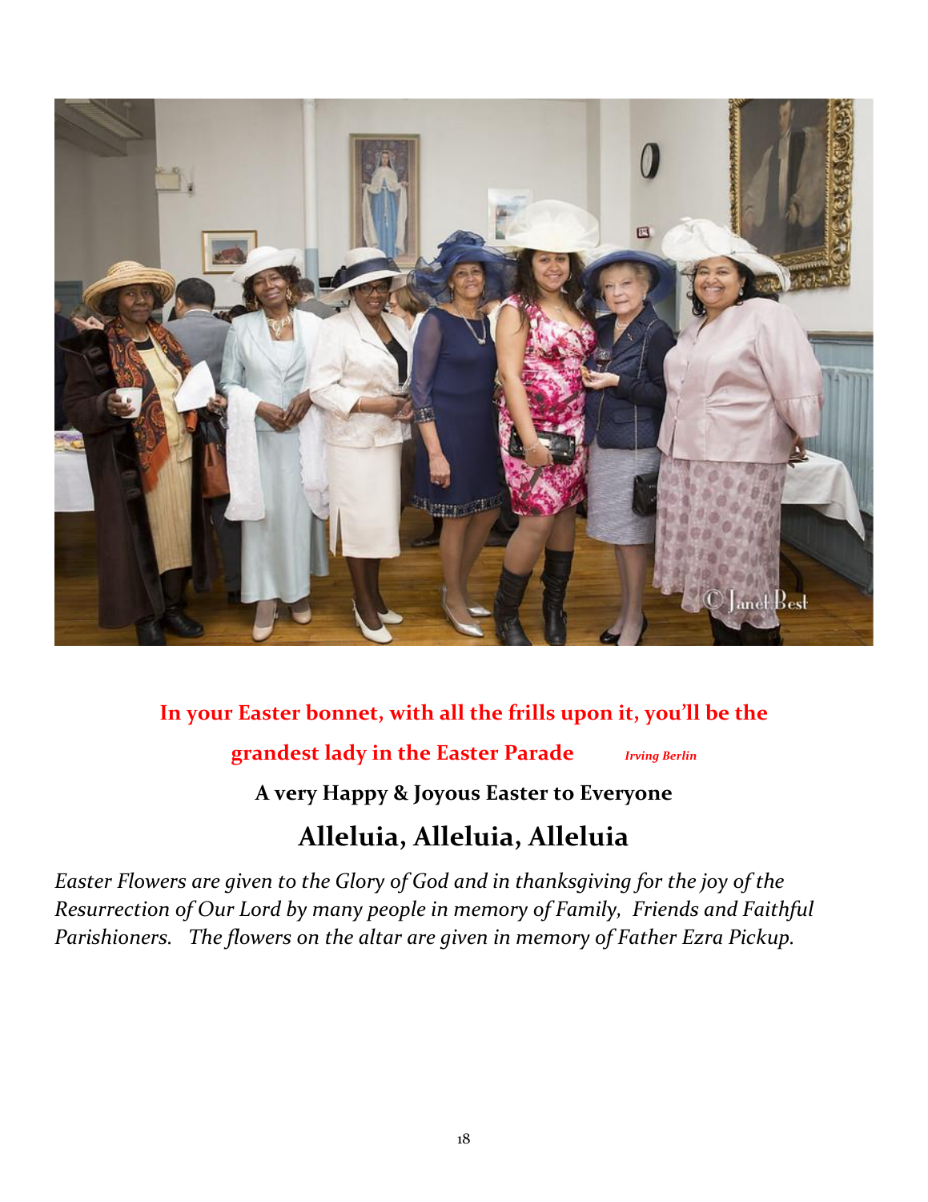**In your Easter bonnet, with all the frills upon it, you'll be the grandest lady in the Easter Parade** *Irving Berlin*

**A very Happy & Joyous Easter to Everyone**

## Alleluia, Alleluia, Alleluia

*Easter Flowers are given to the Glory of God and in thanksgiving for the joy of the Resurrection of Our Lord by many people in memory of Family, Friends and Faithful Parishioners. The flowers on the altar are given in memory of Father Ezra Pickup.*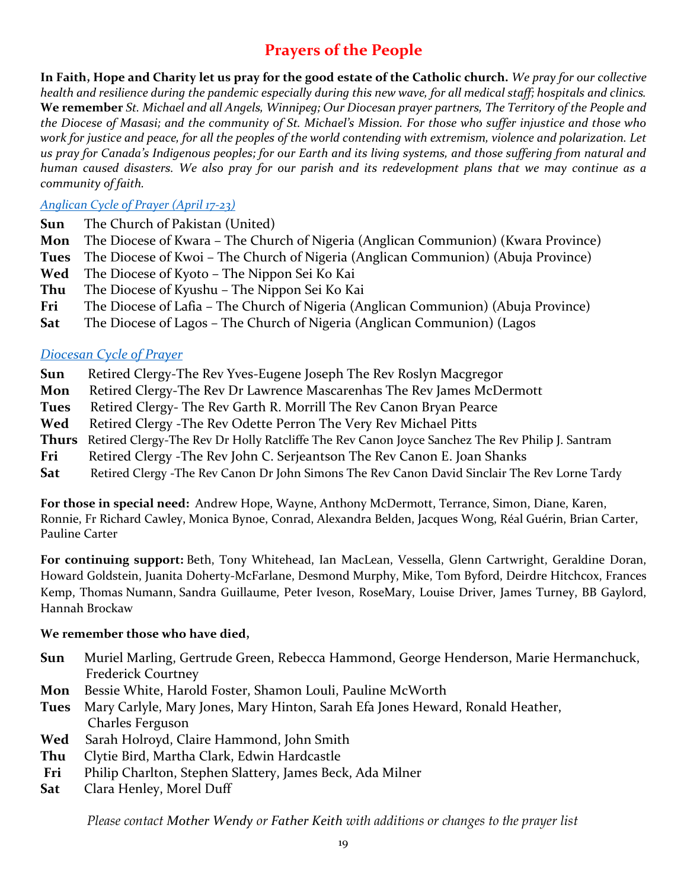# Prayers of the People

**In Faith, Hope and Charity let us pray for the good estate of the Catholic church.** *We pray for our collective health and resilience during the pandemic especially during this new wave, for all medical staff; hospitals and clinics.* **We remember** *St. Michael and all Angels, Winnipeg; Our Diocesan prayer partners, The Territory of the People and the Diocese of Masasi; and the community of St. Michael's Mission. For those who suffer injustice and those who work for justice and peace, for all the peoples of the world contending with extremism, violence and polarization. Let us pray for Canada's Indigenous peoples; for our Earth and its living systems, and those suffering from natural and human caused disasters. We also pray for our parish and its redevelopment plans that we may continue as a community of faith.*

*Anglican Cycle of Prayer (April 17-23)*

**Sun** The Church of Pakistan (United)
**Mon** The Diocese of Kwara – The Church of Nigeria (Anglican Communion) (Kwara Province)
**Tues** The Diocese of Kwoi – The Church of Nigeria (Anglican Communion) (Abuja Province)
**Wed** The Diocese of Kyoto – The Nippon Sei Ko Kai
**Thu** The Diocese of Kyushu – The Nippon Sei Ko Kai
**Fri** The Diocese of Lafia – The Church of Nigeria (Anglican Communion) (Abuja Province)
**Sat** The Diocese of Lagos – The Church of Nigeria (Anglican Communion) (Lagos

*Diocesan Cycle of Prayer*

**Sun** Retired Clergy-The Rev Yves-Eugene Joseph The Rev Roslyn Macgregor
**Mon** Retired Clergy-The Rev Dr Lawrence Mascarenhas The Rev James McDermott
**Tues** Retired Clergy- The Rev Garth R. Morrill The Rev Canon Bryan Pearce
**Wed** Retired Clergy -The Rev Odette Perron The Very Rev Michael Pitts
**Thurs** Retired Clergy-The Rev Dr Holly Ratcliffe The Rev Canon Joyce Sanchez The Rev Philip J. Santram
**Fri** Retired Clergy -The Rev John C. Serjeantson The Rev Canon E. Joan Shanks
**Sat** Retired Clergy -The Rev Canon Dr John Simons The Rev Canon David Sinclair The Rev Lorne Tardy

**For those in special need:** Andrew Hope, Wayne, Anthony McDermott, Terrance, Simon, Diane, Karen, Ronnie, Fr Richard Cawley, Monica Bynoe, Conrad, Alexandra Belden, Jacques Wong, Réal Guérin, Brian Carter, Pauline Carter

**For continuing support:** Beth, Tony Whitehead, Ian MacLean, Vessella, Glenn Cartwright, Geraldine Doran, Howard Goldstein, Juanita Doherty-McFarlane, Desmond Murphy, Mike, Tom Byford, Deirdre Hitchcox, Frances Kemp, Thomas Numann, Sandra Guillaume, Peter Iveson, RoseMary, Louise Driver, James Turney, BB Gaylord, Hannah Brockaw

**We remember those who have died,**

**Sun** Muriel Marling, Gertrude Green, Rebecca Hammond, George Henderson, Marie Hermanchuck, Frederick Courtney
**Mon** Bessie White, Harold Foster, Shamon Louli, Pauline McWorth
**Tues** Mary Carlyle, Mary Jones, Mary Hinton, Sarah Efa Jones Heward, Ronald Heather, Charles Ferguson
**Wed** Sarah Holroyd, Claire Hammond, John Smith
**Thu** Clytie Bird, Martha Clark, Edwin Hardcastle
**Fri** Philip Charlton, Stephen Slattery, James Beck, Ada Milner
**Sat** Clara Henley, Morel Duff

*Please contact Mother Wendy or Father Keith with additions or changes to the prayer list*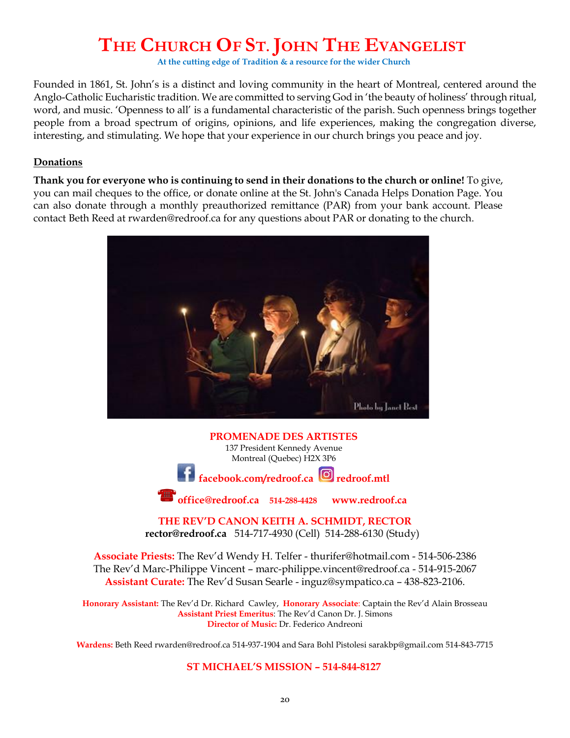# THE CHURCH OF ST. JOHN THE EVANGELIST

**At the cutting edge of Tradition & a resource for the wider Church**

Founded in 1861, St. John's is a distinct and loving community in the heart of Montreal, centered around the Anglo-Catholic Eucharistic tradition. We are committed to serving God in 'the beauty of holiness' through ritual, word, and music. 'Openness to all' is a fundamental characteristic of the parish. Such openness brings together people from a broad spectrum of origins, opinions, and life experiences, making the congregation diverse, interesting, and stimulating. We hope that your experience in our church brings you peace and joy.

## Donations

**Thank you for everyone who is continuing to send in their donations to the church or online!** To give, you can mail cheques to the office, or donate online at the St. John's Canada Helps Donation Page. You can also donate through a monthly preauthorized remittance (PAR) from your bank account. Please contact Beth Reed at rwarden@redroof.ca for any questions about PAR or donating to the church.

Photo by Janet Best

**PROMENADE DES ARTISTES**
137 President Kennedy Avenue
Montreal (Quebec) H2X 3P6

**facebook.com/redroof.ca** **redroof.mtl**

**office@redroof.ca** **514-288-4428** **www.redroof.ca**

**THE REV'D CANON KEITH A. SCHMIDT, RECTOR**
**rector@redroof.ca** 514-717-4930 (Cell) 514-288-6130 (Study)

**Associate Priests:** The Rev'd Wendy H. Telfer - thurifer@hotmail.com - 514-506-2386
The Rev'd Marc-Philippe Vincent – marc-philippe.vincent@redroof.ca - 514-915-2067
**Assistant Curate:** The Rev'd Susan Searle - inguz@sympatico.ca – 438-823-2106.

**Honorary Assistant:** The Rev'd Dr. Richard Cawley, **Honorary Associate**: Captain the Rev'd Alain Brosseau
**Assistant Priest Emeritus**: The Rev'd Canon Dr. J. Simons
**Director of Music:** Dr. Federico Andreoni

**Wardens:** Beth Reed rwarden@redroof.ca 514-937-1904 and Sara Bohl Pistolesi sarakbp@gmail.com 514-843-7715

**ST MICHAEL'S MISSION – 514-844-8127**